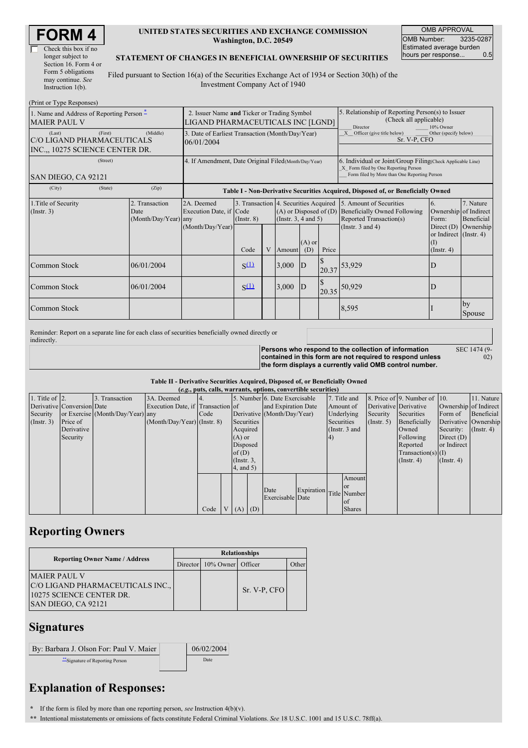# FORM 4

☐ Check this box if no longer subject to Section 16. Form 4 or Form 5 obligations may continue. *See* Instruction 1(b).

**UNITED STATES SECURITIES AND EXCHANGE COMMISSION**
**Washington, D.C. 20549**

**STATEMENT OF CHANGES IN BENEFICIAL OWNERSHIP OF SECURITIES**

Filed pursuant to Section 16(a) of the Securities Exchange Act of 1934 or Section 30(h) of the Investment Company Act of 1940

| OMB APPROVAL | |
|---|---|
| OMB Number: | 3235-0287 |
| Estimated average burden hours per response... | 0.5 |

(Print or Type Responses)

| 1. Name and Address of Reporting Person * | 2. Issuer Name and Ticker or Trading Symbol | 5. Relationship of Reporting Person(s) to Issuer (Check all applicable) |
|---|---|---|
| MAIER PAUL V | LIGAND PHARMACEUTICALS INC [LGND] | ___ Director ___ 10% Owner<br>_X_ Officer (give title below) ___ Other (specify below)<br>Sr. V-P, CFO |
| (Last) (First) (Middle)<br>C/O LIGAND PHARMACEUTICALS INC.,, 10275 SCIENCE CENTER DR. | 3. Date of Earliest Transaction (Month/Day/Year)<br>06/01/2004 | |
| (Street)<br>SAN DIEGO, CA 92121 | 4. If Amendment, Date Original Filed (Month/Day/Year) | 6. Individual or Joint/Group Filing (Check Applicable Line)<br>_X_ Form filed by One Reporting Person<br>___ Form filed by More than One Reporting Person |
| (City) (State) (Zip) | | |

**Table I - Non-Derivative Securities Acquired, Disposed of, or Beneficially Owned**

| 1.Title of Security (Instr. 3) | 2. Transaction Date (Month/Day/Year) | 2A. Deemed Execution Date, if any (Month/Day/Year) | 3. Transaction Code (Instr. 8) | | 4. Securities Acquired (A) or Disposed of (D) (Instr. 3, 4 and 5) | | | 5. Amount of Securities Beneficially Owned Following Reported Transaction(s) (Instr. 3 and 4) | 6. Ownership Form: Direct (D) or Indirect (I) (Instr. 4) | 7. Nature of Indirect Beneficial Ownership (Instr. 4) |
|---|---|---|---|---|---|---|---|---|---|---|
| | | | Code | V | Amount | (A) or (D) | Price | | | |
| Common Stock | 06/01/2004 | | S(1) | | 3,000 | D | $ 20.37 | 53,929 | D | |
| Common Stock | 06/01/2004 | | S(1) | | 3,000 | D | $ 20.35 | 50,929 | D | |
| Common Stock | | | | | | | | 8,595 | I | by Spouse |

Reminder: Report on a separate line for each class of securities beneficially owned directly or indirectly.

**Persons who respond to the collection of information contained in this form are not required to respond unless the form displays a currently valid OMB control number.** SEC 1474 (9-02)

**Table II - Derivative Securities Acquired, Disposed of, or Beneficially Owned**
**(*e.g.*, puts, calls, warrants, options, convertible securities)**

| 1. Title of Derivative Security (Instr. 3) | 2. Conversion or Exercise Price of Derivative Security | 3. Transaction Date (Month/Day/Year) | 3A. Deemed Execution Date, if any (Month/Day/Year) | 4. Transaction Code (Instr. 8) | | 5. Number of Derivative Securities Acquired (A) or Disposed of (D) (Instr. 3, 4, and 5) | | 6. Date Exercisable and Expiration Date (Month/Day/Year) | | 7. Title and Amount of Underlying Securities (Instr. 3 and 4) | | 8. Price of Derivative Security (Instr. 5) | 9. Number of Derivative Securities Beneficially Owned Following Reported Transaction(s) (Instr. 4) | 10. Ownership Form of Derivative Security: Direct (D) or Indirect (I) (Instr. 4) | 11. Nature of Indirect Beneficial Ownership (Instr. 4) |
|---|---|---|---|---|---|---|---|---|---|---|---|---|---|---|---|
| | | | | Code | V | (A) | (D) | Date Exercisable | Expiration Date | Title | Amount or Number of Shares | | | | |

## Reporting Owners

| Reporting Owner Name / Address | Relationships | | | |
|---|---|---|---|---|
| | Director | 10% Owner | Officer | Other |
| MAIER PAUL V<br>C/O LIGAND PHARMACEUTICALS INC.,<br>10275 SCIENCE CENTER DR.<br>SAN DIEGO, CA 92121 | | | Sr. V-P, CFO | |

## Signatures

| By: Barbara J. Olson For: Paul V. Maier | 06/02/2004 |
|---|---|
| **Signature of Reporting Person | Date |

## Explanation of Responses:

**\*** If the form is filed by more than one reporting person, *see* Instruction 4(b)(v).

**\*\*** Intentional misstatements or omissions of facts constitute Federal Criminal Violations. *See* 18 U.S.C. 1001 and 15 U.S.C. 78ff(a).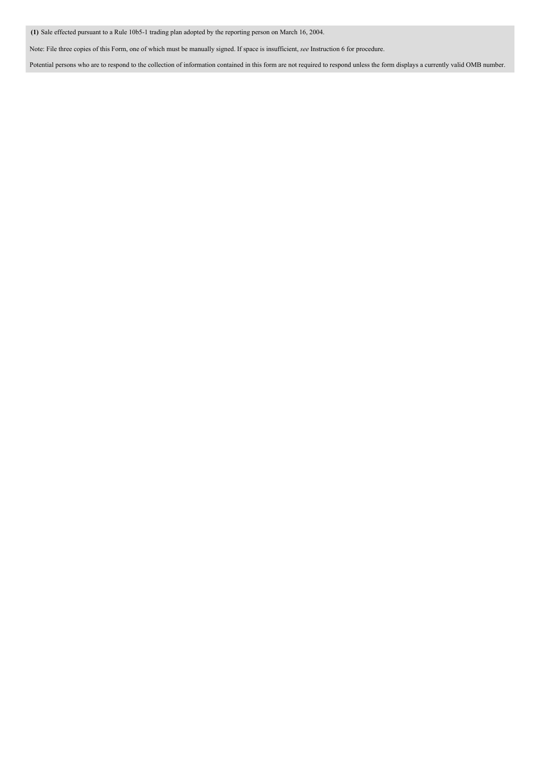**(1)** Sale effected pursuant to a Rule 10b5-1 trading plan adopted by the reporting person on March 16, 2004.

Note: File three copies of this Form, one of which must be manually signed. If space is insufficient, *see* Instruction 6 for procedure.

Potential persons who are to respond to the collection of information contained in this form are not required to respond unless the form displays a currently valid OMB number.